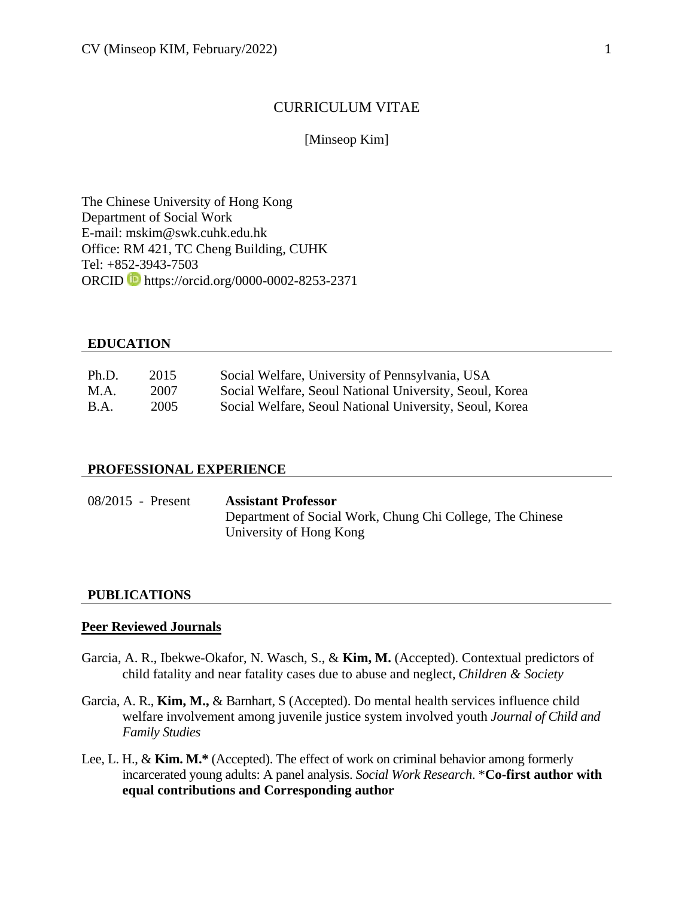# CURRICULUM VITAE

[Minseop Kim]

The Chinese University of Hong Kong
Department of Social Work
E-mail: mskim@swk.cuhk.edu.hk
Office: RM 421, TC Cheng Building, CUHK
Tel: +852-3943-7503
ORCID https://orcid.org/0000-0002-8253-2371

## EDUCATION

| | | |
|---|---|---|
| Ph.D. | 2015 | Social Welfare, University of Pennsylvania, USA |
| M.A. | 2007 | Social Welfare, Seoul National University, Seoul, Korea |
| B.A. | 2005 | Social Welfare, Seoul National University, Seoul, Korea |

## PROFESSIONAL EXPERIENCE

| | |
|---|---|
| 08/2015 - Present | **Assistant Professor**<br>Department of Social Work, Chung Chi College, The Chinese University of Hong Kong |

## PUBLICATIONS

### Peer Reviewed Journals

Garcia, A. R., Ibekwe-Okafor, N. Wasch, S., & **Kim, M.** (Accepted). Contextual predictors of child fatality and near fatality cases due to abuse and neglect, *Children & Society*

Garcia, A. R., **Kim, M.,** & Barnhart, S (Accepted). Do mental health services influence child welfare involvement among juvenile justice system involved youth *Journal of Child and Family Studies*

Lee, L. H., & **Kim. M.*** (Accepted). The effect of work on criminal behavior among formerly incarcerated young adults: A panel analysis. *Social Work Research*. ***Co-first author with equal contributions and Corresponding author**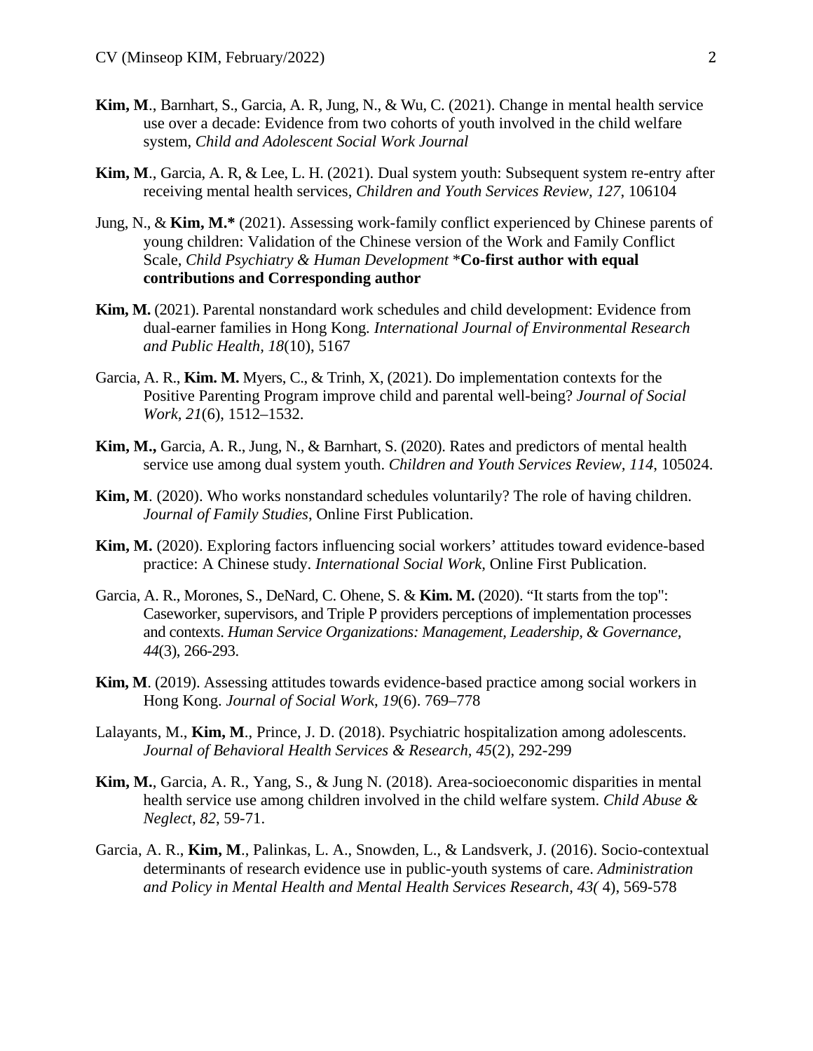**Kim, M**., Barnhart, S., Garcia, A. R, Jung, N., & Wu, C. (2021). Change in mental health service use over a decade: Evidence from two cohorts of youth involved in the child welfare system, *Child and Adolescent Social Work Journal*

**Kim, M**., Garcia, A. R, & Lee, L. H. (2021). Dual system youth: Subsequent system re-entry after receiving mental health services, *Children and Youth Services Review, 127*, 106104

Jung, N., & **Kim, M.*** (2021). Assessing work-family conflict experienced by Chinese parents of young children: Validation of the Chinese version of the Work and Family Conflict Scale, *Child Psychiatry & Human Development* ***Co-first author with equal contributions and Corresponding author**

**Kim, M.** (2021). Parental nonstandard work schedules and child development: Evidence from dual-earner families in Hong Kong. *International Journal of Environmental Research and Public Health, 18*(10), 5167

Garcia, A. R., **Kim. M.** Myers, C., & Trinh, X, (2021). Do implementation contexts for the Positive Parenting Program improve child and parental well-being? *Journal of Social Work, 21*(6), 1512–1532.

**Kim, M.,** Garcia, A. R., Jung, N., & Barnhart, S. (2020). Rates and predictors of mental health service use among dual system youth. *Children and Youth Services Review, 114*, 105024.

**Kim, M**. (2020). Who works nonstandard schedules voluntarily? The role of having children. *Journal of Family Studies*, Online First Publication.

**Kim, M.** (2020). Exploring factors influencing social workers' attitudes toward evidence-based practice: A Chinese study. *International Social Work*, Online First Publication.

Garcia, A. R., Morones, S., DeNard, C. Ohene, S. & **Kim. M.** (2020). "It starts from the top": Caseworker, supervisors, and Triple P providers perceptions of implementation processes and contexts. *Human Service Organizations: Management, Leadership, & Governance, 44*(3), 266-293.

**Kim, M**. (2019). Assessing attitudes towards evidence-based practice among social workers in Hong Kong. *Journal of Social Work, 19*(6). 769–778

Lalayants, M., **Kim, M**., Prince, J. D. (2018). Psychiatric hospitalization among adolescents. *Journal of Behavioral Health Services & Research, 45*(2), 292-299

**Kim, M.**, Garcia, A. R., Yang, S., & Jung N. (2018). Area-socioeconomic disparities in mental health service use among children involved in the child welfare system. *Child Abuse & Neglect, 82*, 59-71.

Garcia, A. R., **Kim, M**., Palinkas, L. A., Snowden, L., & Landsverk, J. (2016). Socio-contextual determinants of research evidence use in public-youth systems of care. *Administration and Policy in Mental Health and Mental Health Services Research, 43(* 4), 569-578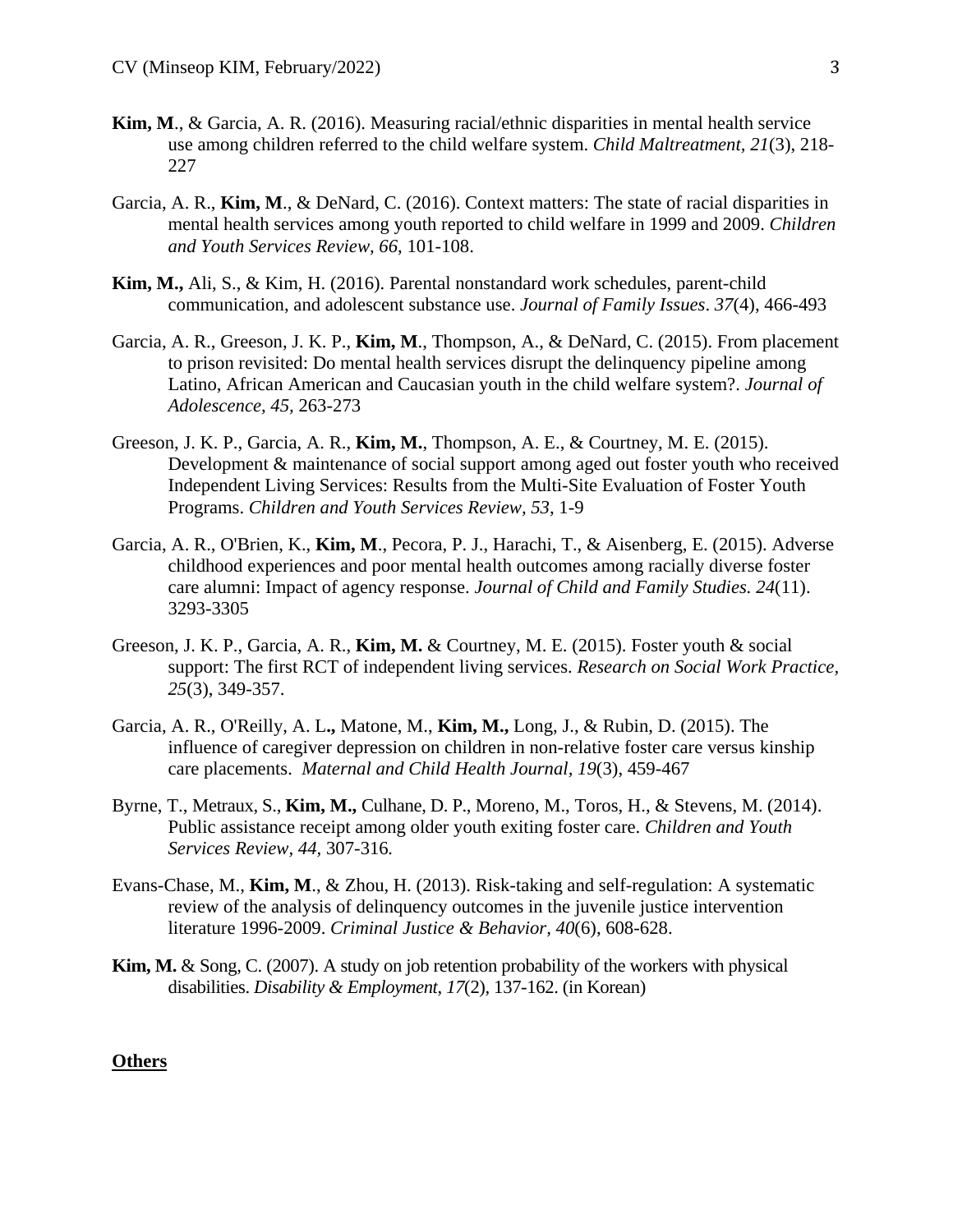**Kim, M**., & Garcia, A. R. (2016). Measuring racial/ethnic disparities in mental health service use among children referred to the child welfare system. *Child Maltreatment, 21*(3), 218-227

Garcia, A. R., **Kim, M**., & DeNard, C. (2016). Context matters: The state of racial disparities in mental health services among youth reported to child welfare in 1999 and 2009. *Children and Youth Services Review, 66*, 101-108.

**Kim, M.,** Ali, S., & Kim, H. (2016). Parental nonstandard work schedules, parent-child communication, and adolescent substance use. *Journal of Family Issues*. *37*(4), 466-493

Garcia, A. R., Greeson, J. K. P., **Kim, M**., Thompson, A., & DeNard, C. (2015). From placement to prison revisited: Do mental health services disrupt the delinquency pipeline among Latino, African American and Caucasian youth in the child welfare system?. *Journal of Adolescence, 45,* 263-273

Greeson, J. K. P., Garcia, A. R., **Kim, M.**, Thompson, A. E., & Courtney, M. E. (2015). Development & maintenance of social support among aged out foster youth who received Independent Living Services: Results from the Multi-Site Evaluation of Foster Youth Programs. *Children and Youth Services Review, 53*, 1-9

Garcia, A. R., O'Brien, K., **Kim, M**., Pecora, P. J., Harachi, T., & Aisenberg, E. (2015). Adverse childhood experiences and poor mental health outcomes among racially diverse foster care alumni: Impact of agency response. *Journal of Child and Family Studies. 24*(11). 3293-3305

Greeson, J. K. P., Garcia, A. R., **Kim, M.** & Courtney, M. E. (2015). Foster youth & social support: The first RCT of independent living services. *Research on Social Work Practice, 25*(3), 349-357.

Garcia, A. R., O'Reilly, A. L**.,** Matone, M., **Kim, M.,** Long, J., & Rubin, D. (2015). The influence of caregiver depression on children in non-relative foster care versus kinship care placements. *Maternal and Child Health Journal*, *19*(3), 459-467

Byrne, T., Metraux, S., **Kim, M.,** Culhane, D. P., Moreno, M., Toros, H., & Stevens, M. (2014). Public assistance receipt among older youth exiting foster care. *Children and Youth Services Review, 44,* 307-316*.*

Evans-Chase, M., **Kim, M**., & Zhou, H. (2013). Risk-taking and self-regulation: A systematic review of the analysis of delinquency outcomes in the juvenile justice intervention literature 1996-2009. *Criminal Justice & Behavior, 40*(6), 608-628.

**Kim, M.** & Song, C. (2007). A study on job retention probability of the workers with physical disabilities. *Disability & Employment*, *17*(2), 137-162. (in Korean)

**<u>Others</u>**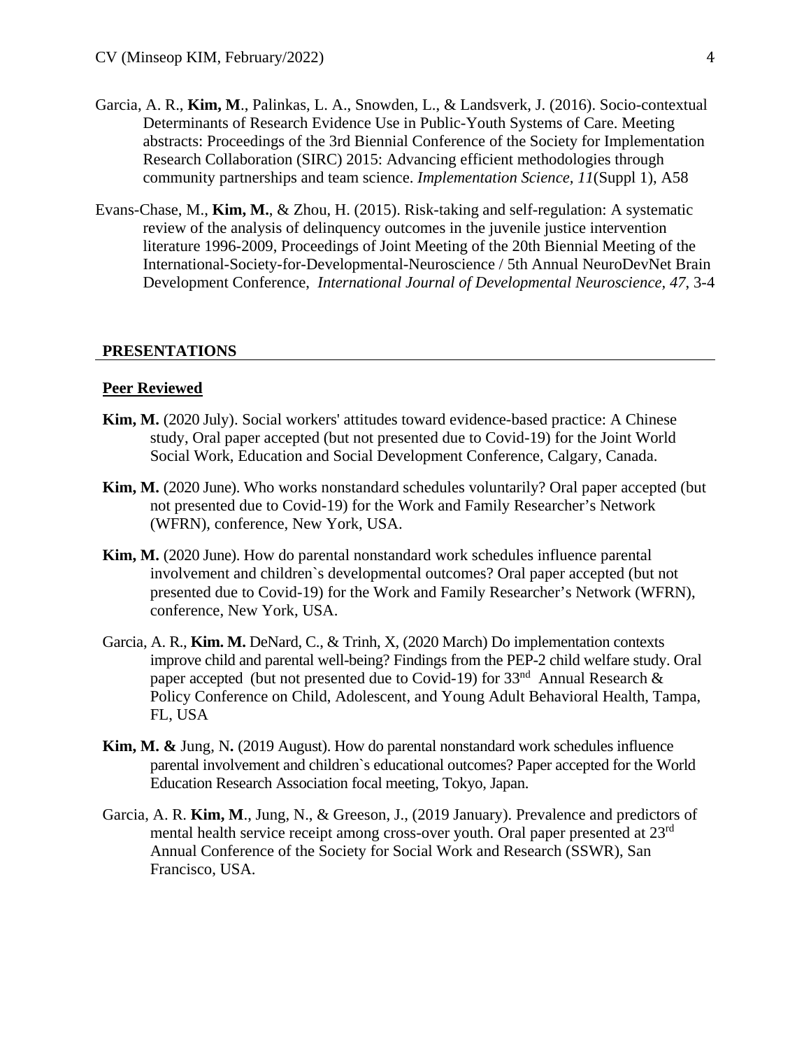Garcia, A. R., **Kim, M**., Palinkas, L. A., Snowden, L., & Landsverk, J. (2016). Socio-contextual Determinants of Research Evidence Use in Public-Youth Systems of Care. Meeting abstracts: Proceedings of the 3rd Biennial Conference of the Society for Implementation Research Collaboration (SIRC) 2015: Advancing efficient methodologies through community partnerships and team science. *Implementation Science, 11*(Suppl 1), A58

Evans-Chase, M., **Kim, M.**, & Zhou, H. (2015). Risk-taking and self-regulation: A systematic review of the analysis of delinquency outcomes in the juvenile justice intervention literature 1996-2009, Proceedings of Joint Meeting of the 20th Biennial Meeting of the International-Society-for-Developmental-Neuroscience / 5th Annual NeuroDevNet Brain Development Conference, *International Journal of Developmental Neuroscience, 47*, 3-4

## PRESENTATIONS

### Peer Reviewed

**Kim, M.** (2020 July). Social workers' attitudes toward evidence-based practice: A Chinese study, Oral paper accepted (but not presented due to Covid-19) for the Joint World Social Work, Education and Social Development Conference, Calgary, Canada.

**Kim, M.** (2020 June). Who works nonstandard schedules voluntarily? Oral paper accepted (but not presented due to Covid-19) for the Work and Family Researcher's Network (WFRN), conference, New York, USA.

**Kim, M.** (2020 June). How do parental nonstandard work schedules influence parental involvement and children`s developmental outcomes? Oral paper accepted (but not presented due to Covid-19) for the Work and Family Researcher's Network (WFRN), conference, New York, USA.

Garcia, A. R., **Kim. M.** DeNard, C., & Trinh, X, (2020 March) Do implementation contexts improve child and parental well-being? Findings from the PEP-2 child welfare study. Oral paper accepted (but not presented due to Covid-19) for 33rd Annual Research & Policy Conference on Child, Adolescent, and Young Adult Behavioral Health, Tampa, FL, USA

**Kim, M. &** Jung, N**.** (2019 August). How do parental nonstandard work schedules influence parental involvement and children`s educational outcomes? Paper accepted for the World Education Research Association focal meeting, Tokyo, Japan.

Garcia, A. R. **Kim, M**., Jung, N., & Greeson, J., (2019 January). Prevalence and predictors of mental health service receipt among cross-over youth. Oral paper presented at 23rd Annual Conference of the Society for Social Work and Research (SSWR), San Francisco, USA.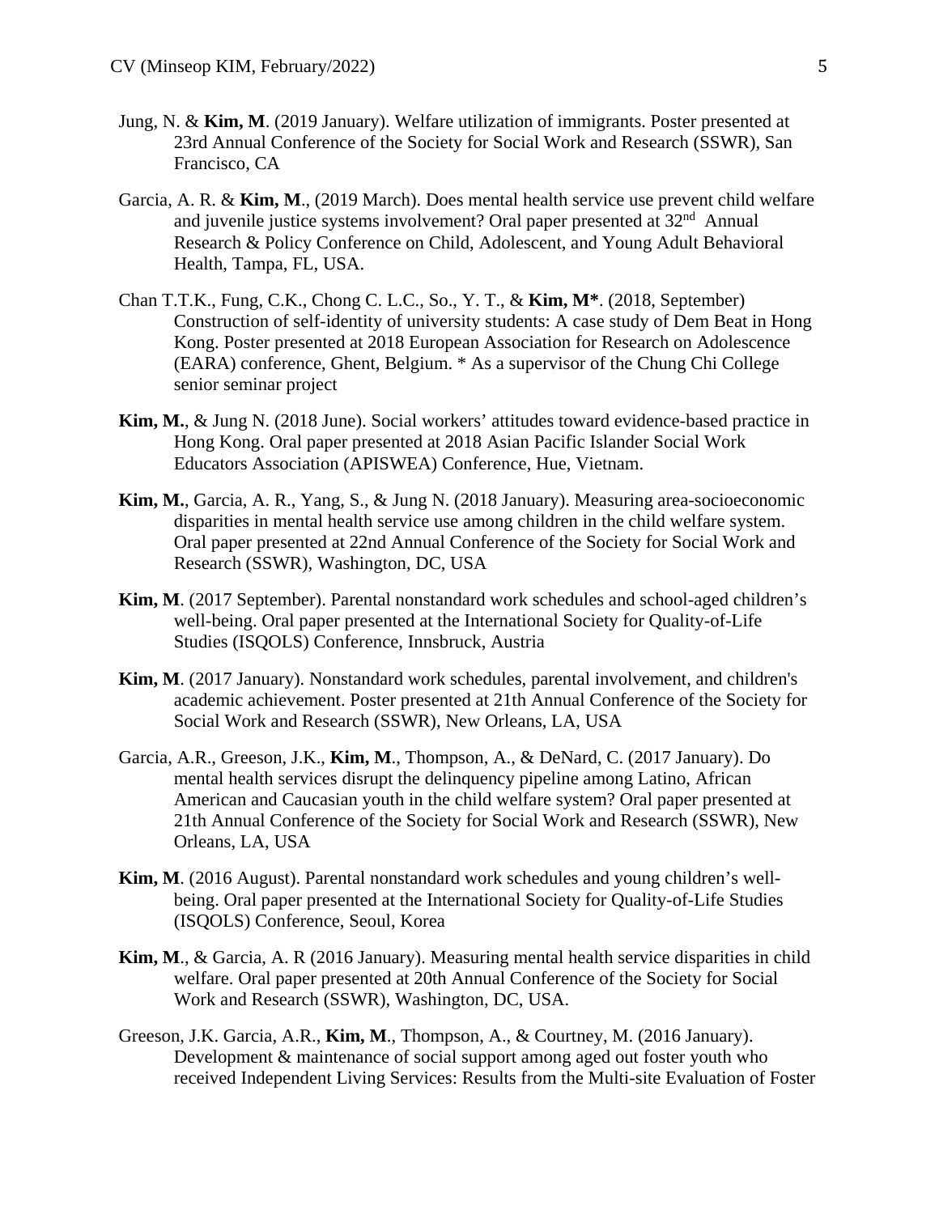Jung, N. & **Kim, M**. (2019 January). Welfare utilization of immigrants. Poster presented at 23rd Annual Conference of the Society for Social Work and Research (SSWR), San Francisco, CA

Garcia, A. R. & **Kim, M**., (2019 March). Does mental health service use prevent child welfare and juvenile justice systems involvement? Oral paper presented at 32nd Annual Research & Policy Conference on Child, Adolescent, and Young Adult Behavioral Health, Tampa, FL, USA.

Chan T.T.K., Fung, C.K., Chong C. L.C., So., Y. T., & **Kim, M***. (2018, September) Construction of self-identity of university students: A case study of Dem Beat in Hong Kong. Poster presented at 2018 European Association for Research on Adolescence (EARA) conference, Ghent, Belgium. * As a supervisor of the Chung Chi College senior seminar project

**Kim, M.**, & Jung N. (2018 June). Social workers' attitudes toward evidence-based practice in Hong Kong. Oral paper presented at 2018 Asian Pacific Islander Social Work Educators Association (APISWEA) Conference, Hue, Vietnam.

**Kim, M.**, Garcia, A. R., Yang, S., & Jung N. (2018 January). Measuring area-socioeconomic disparities in mental health service use among children in the child welfare system. Oral paper presented at 22nd Annual Conference of the Society for Social Work and Research (SSWR), Washington, DC, USA

**Kim, M**. (2017 September). Parental nonstandard work schedules and school-aged children's well-being. Oral paper presented at the International Society for Quality-of-Life Studies (ISQOLS) Conference, Innsbruck, Austria

**Kim, M**. (2017 January). Nonstandard work schedules, parental involvement, and children's academic achievement. Poster presented at 21th Annual Conference of the Society for Social Work and Research (SSWR), New Orleans, LA, USA

Garcia, A.R., Greeson, J.K., **Kim, M**., Thompson, A., & DeNard, C. (2017 January). Do mental health services disrupt the delinquency pipeline among Latino, African American and Caucasian youth in the child welfare system? Oral paper presented at 21th Annual Conference of the Society for Social Work and Research (SSWR), New Orleans, LA, USA

**Kim, M**. (2016 August). Parental nonstandard work schedules and young children's well-being. Oral paper presented at the International Society for Quality-of-Life Studies (ISQOLS) Conference, Seoul, Korea

**Kim, M**., & Garcia, A. R (2016 January). Measuring mental health service disparities in child welfare. Oral paper presented at 20th Annual Conference of the Society for Social Work and Research (SSWR), Washington, DC, USA.

Greeson, J.K. Garcia, A.R., **Kim, M**., Thompson, A., & Courtney, M. (2016 January). Development & maintenance of social support among aged out foster youth who received Independent Living Services: Results from the Multi-site Evaluation of Foster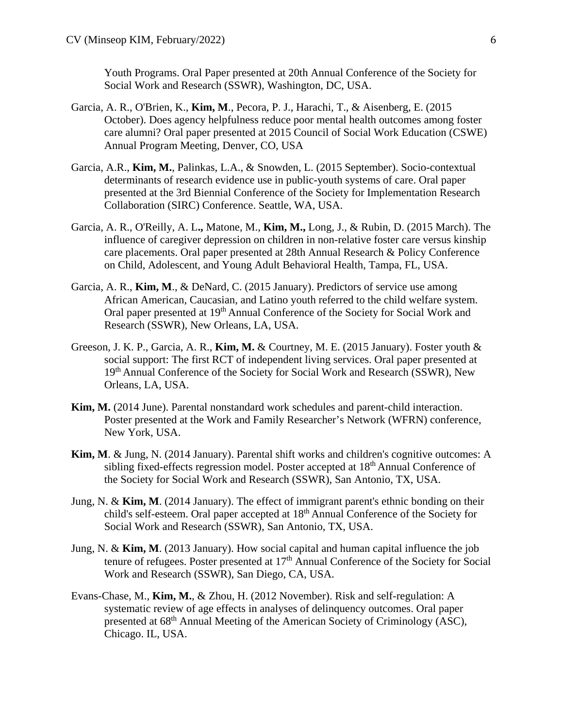Youth Programs. Oral Paper presented at 20th Annual Conference of the Society for Social Work and Research (SSWR), Washington, DC, USA.

Garcia, A. R., O'Brien, K., **Kim, M**., Pecora, P. J., Harachi, T., & Aisenberg, E. (2015 October). Does agency helpfulness reduce poor mental health outcomes among foster care alumni? Oral paper presented at 2015 Council of Social Work Education (CSWE) Annual Program Meeting, Denver, CO, USA

Garcia, A.R., **Kim, M.**, Palinkas, L.A., & Snowden, L. (2015 September). Socio-contextual determinants of research evidence use in public-youth systems of care. Oral paper presented at the 3rd Biennial Conference of the Society for Implementation Research Collaboration (SIRC) Conference. Seattle, WA, USA.

Garcia, A. R., O'Reilly, A. L**.,** Matone, M., **Kim, M.,** Long, J., & Rubin, D. (2015 March). The influence of caregiver depression on children in non-relative foster care versus kinship care placements. Oral paper presented at 28th Annual Research & Policy Conference on Child, Adolescent, and Young Adult Behavioral Health, Tampa, FL, USA.

Garcia, A. R., **Kim, M**., & DeNard, C. (2015 January). Predictors of service use among African American, Caucasian, and Latino youth referred to the child welfare system. Oral paper presented at 19th Annual Conference of the Society for Social Work and Research (SSWR), New Orleans, LA, USA.

Greeson, J. K. P., Garcia, A. R., **Kim, M.** & Courtney, M. E. (2015 January). Foster youth & social support: The first RCT of independent living services. Oral paper presented at 19th Annual Conference of the Society for Social Work and Research (SSWR), New Orleans, LA, USA.

**Kim, M.** (2014 June). Parental nonstandard work schedules and parent-child interaction. Poster presented at the Work and Family Researcher's Network (WFRN) conference, New York, USA.

**Kim, M**. & Jung, N. (2014 January). Parental shift works and children's cognitive outcomes: A sibling fixed-effects regression model. Poster accepted at 18th Annual Conference of the Society for Social Work and Research (SSWR), San Antonio, TX, USA.

Jung, N. & **Kim, M**. (2014 January). The effect of immigrant parent's ethnic bonding on their child's self-esteem. Oral paper accepted at 18th Annual Conference of the Society for Social Work and Research (SSWR), San Antonio, TX, USA.

Jung, N. & **Kim, M**. (2013 January). How social capital and human capital influence the job tenure of refugees. Poster presented at 17th Annual Conference of the Society for Social Work and Research (SSWR), San Diego, CA, USA.

Evans-Chase, M., **Kim, M.**, & Zhou, H. (2012 November). Risk and self-regulation: A systematic review of age effects in analyses of delinquency outcomes. Oral paper presented at 68th Annual Meeting of the American Society of Criminology (ASC), Chicago. IL, USA.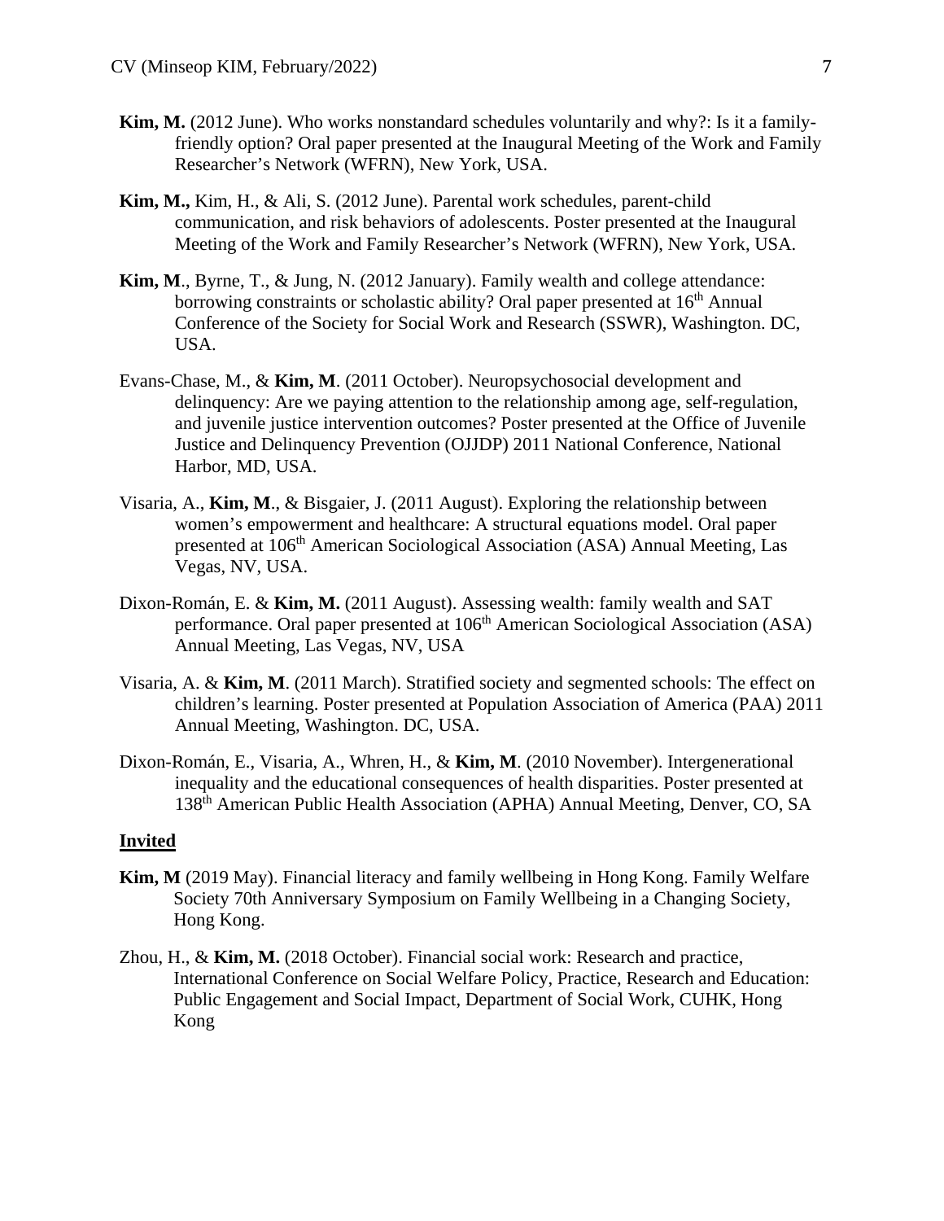**Kim, M.** (2012 June). Who works nonstandard schedules voluntarily and why?: Is it a family-friendly option? Oral paper presented at the Inaugural Meeting of the Work and Family Researcher's Network (WFRN), New York, USA.

**Kim, M.,** Kim, H., & Ali, S. (2012 June). Parental work schedules, parent-child communication, and risk behaviors of adolescents. Poster presented at the Inaugural Meeting of the Work and Family Researcher's Network (WFRN), New York, USA.

**Kim, M**., Byrne, T., & Jung, N. (2012 January). Family wealth and college attendance: borrowing constraints or scholastic ability? Oral paper presented at 16th Annual Conference of the Society for Social Work and Research (SSWR), Washington. DC, USA.

Evans-Chase, M., & **Kim, M**. (2011 October). Neuropsychosocial development and delinquency: Are we paying attention to the relationship among age, self-regulation, and juvenile justice intervention outcomes? Poster presented at the Office of Juvenile Justice and Delinquency Prevention (OJJDP) 2011 National Conference, National Harbor, MD, USA.

Visaria, A., **Kim, M**., & Bisgaier, J. (2011 August). Exploring the relationship between women's empowerment and healthcare: A structural equations model. Oral paper presented at 106th American Sociological Association (ASA) Annual Meeting, Las Vegas, NV, USA.

Dixon-Román, E. & **Kim, M.** (2011 August). Assessing wealth: family wealth and SAT performance. Oral paper presented at 106th American Sociological Association (ASA) Annual Meeting, Las Vegas, NV, USA

Visaria, A. & **Kim, M**. (2011 March). Stratified society and segmented schools: The effect on children's learning. Poster presented at Population Association of America (PAA) 2011 Annual Meeting, Washington. DC, USA.

Dixon-Román, E., Visaria, A., Whren, H., & **Kim, M**. (2010 November). Intergenerational inequality and the educational consequences of health disparities. Poster presented at 138th American Public Health Association (APHA) Annual Meeting, Denver, CO, SA

**Invited**

**Kim, M** (2019 May). Financial literacy and family wellbeing in Hong Kong. Family Welfare Society 70th Anniversary Symposium on Family Wellbeing in a Changing Society, Hong Kong.

Zhou, H., & **Kim, M.** (2018 October). Financial social work: Research and practice, International Conference on Social Welfare Policy, Practice, Research and Education: Public Engagement and Social Impact, Department of Social Work, CUHK, Hong Kong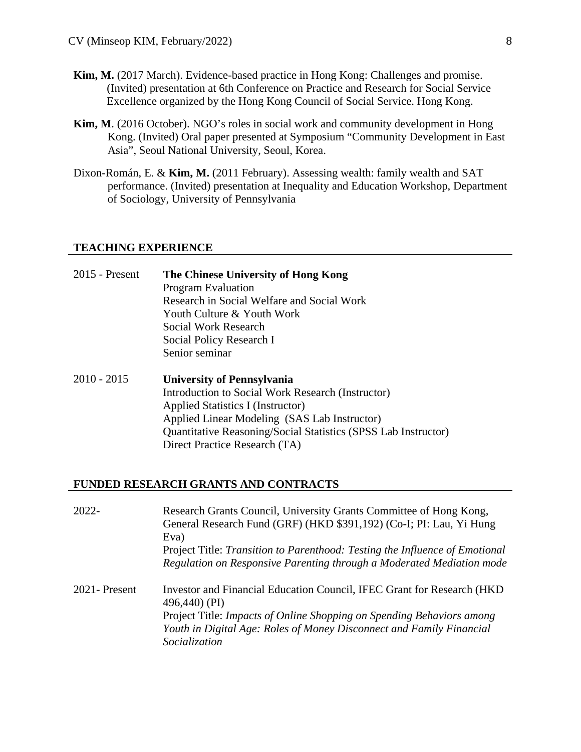**Kim, M.** (2017 March). Evidence-based practice in Hong Kong: Challenges and promise. (Invited) presentation at 6th Conference on Practice and Research for Social Service Excellence organized by the Hong Kong Council of Social Service. Hong Kong.

**Kim, M**. (2016 October). NGO's roles in social work and community development in Hong Kong. (Invited) Oral paper presented at Symposium "Community Development in East Asia", Seoul National University, Seoul, Korea.

Dixon-Román, E. & **Kim, M.** (2011 February). Assessing wealth: family wealth and SAT performance. (Invited) presentation at Inequality and Education Workshop, Department of Sociology, University of Pennsylvania

## TEACHING EXPERIENCE

2015 - Present **The Chinese University of Hong Kong**
Program Evaluation
Research in Social Welfare and Social Work
Youth Culture & Youth Work
Social Work Research
Social Policy Research I
Senior seminar

2010 - 2015 **University of Pennsylvania**
Introduction to Social Work Research (Instructor)
Applied Statistics I (Instructor)
Applied Linear Modeling (SAS Lab Instructor)
Quantitative Reasoning/Social Statistics (SPSS Lab Instructor)
Direct Practice Research (TA)

## FUNDED RESEARCH GRANTS AND CONTRACTS

2022- Research Grants Council, University Grants Committee of Hong Kong, General Research Fund (GRF) (HKD $391,192) (Co-I; PI: Lau, Yi Hung Eva)
Project Title: *Transition to Parenthood: Testing the Influence of Emotional Regulation on Responsive Parenting through a Moderated Mediation mode*

2021- Present Investor and Financial Education Council, IFEC Grant for Research (HKD 496,440) (PI)
Project Title: *Impacts of Online Shopping on Spending Behaviors among Youth in Digital Age: Roles of Money Disconnect and Family Financial Socialization*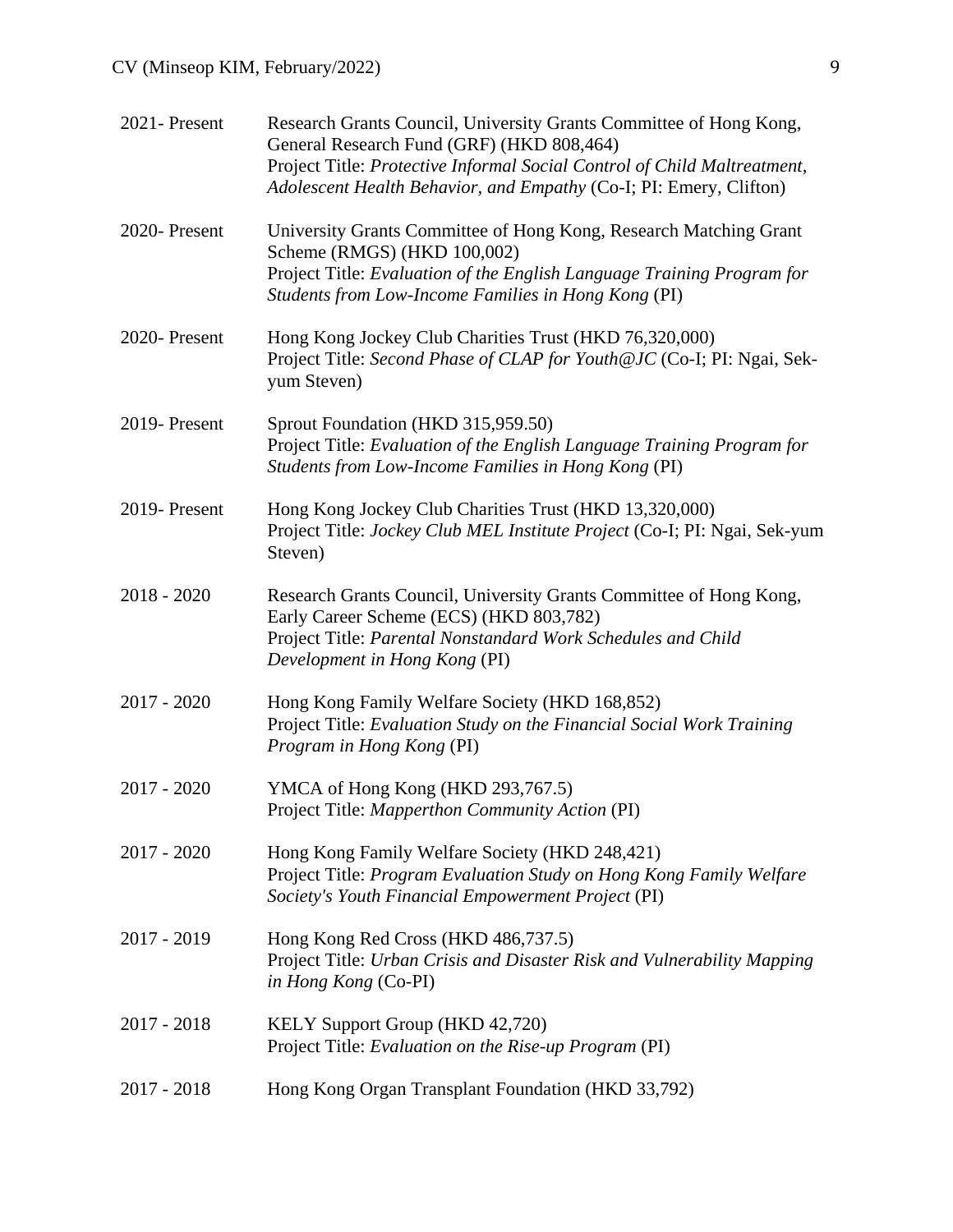2021- Present — Research Grants Council, University Grants Committee of Hong Kong, General Research Fund (GRF) (HKD 808,464)
Project Title: *Protective Informal Social Control of Child Maltreatment, Adolescent Health Behavior, and Empathy* (Co-I; PI: Emery, Clifton)

2020- Present — University Grants Committee of Hong Kong, Research Matching Grant Scheme (RMGS) (HKD 100,002)
Project Title: *Evaluation of the English Language Training Program for Students from Low-Income Families in Hong Kong* (PI)

2020- Present — Hong Kong Jockey Club Charities Trust (HKD 76,320,000)
Project Title: *Second Phase of CLAP for Youth@JC* (Co-I; PI: Ngai, Sek-yum Steven)

2019- Present — Sprout Foundation (HKD 315,959.50)
Project Title: *Evaluation of the English Language Training Program for Students from Low-Income Families in Hong Kong* (PI)

2019- Present — Hong Kong Jockey Club Charities Trust (HKD 13,320,000)
Project Title: *Jockey Club MEL Institute Project* (Co-I; PI: Ngai, Sek-yum Steven)

2018 - 2020 — Research Grants Council, University Grants Committee of Hong Kong, Early Career Scheme (ECS) (HKD 803,782)
Project Title: *Parental Nonstandard Work Schedules and Child Development in Hong Kong* (PI)

2017 - 2020 — Hong Kong Family Welfare Society (HKD 168,852)
Project Title: *Evaluation Study on the Financial Social Work Training Program in Hong Kong* (PI)

2017 - 2020 — YMCA of Hong Kong (HKD 293,767.5)
Project Title: *Mapperthon Community Action* (PI)

2017 - 2020 — Hong Kong Family Welfare Society (HKD 248,421)
Project Title: *Program Evaluation Study on Hong Kong Family Welfare Society's Youth Financial Empowerment Project* (PI)

2017 - 2019 — Hong Kong Red Cross (HKD 486,737.5)
Project Title: *Urban Crisis and Disaster Risk and Vulnerability Mapping in Hong Kong* (Co-PI)

2017 - 2018 — KELY Support Group (HKD 42,720)
Project Title: *Evaluation on the Rise-up Program* (PI)

2017 - 2018 — Hong Kong Organ Transplant Foundation (HKD 33,792)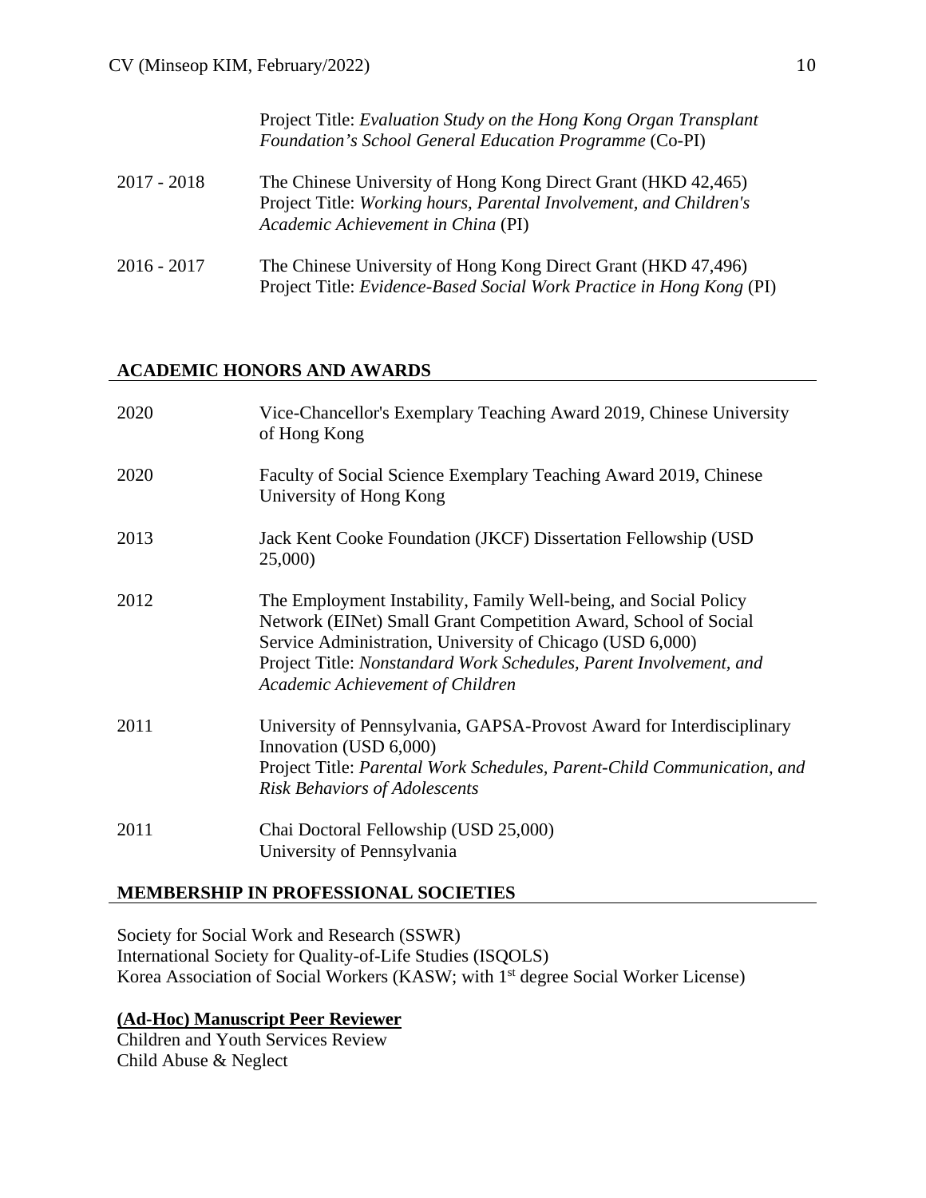Project Title: *Evaluation Study on the Hong Kong Organ Transplant Foundation's School General Education Programme* (Co-PI)

| | |
|---|---|
| 2017 - 2018 | The Chinese University of Hong Kong Direct Grant (HKD 42,465) Project Title: *Working hours, Parental Involvement, and Children's Academic Achievement in China* (PI) |
| 2016 - 2017 | The Chinese University of Hong Kong Direct Grant (HKD 47,496) Project Title: *Evidence-Based Social Work Practice in Hong Kong* (PI) |

## ACADEMIC HONORS AND AWARDS

| | |
|---|---|
| 2020 | Vice-Chancellor's Exemplary Teaching Award 2019, Chinese University of Hong Kong |
| 2020 | Faculty of Social Science Exemplary Teaching Award 2019, Chinese University of Hong Kong |
| 2013 | Jack Kent Cooke Foundation (JKCF) Dissertation Fellowship (USD 25,000) |
| 2012 | The Employment Instability, Family Well-being, and Social Policy Network (EINet) Small Grant Competition Award, School of Social Service Administration, University of Chicago (USD 6,000) Project Title: *Nonstandard Work Schedules, Parent Involvement, and Academic Achievement of Children* |
| 2011 | University of Pennsylvania, GAPSA-Provost Award for Interdisciplinary Innovation (USD 6,000) Project Title: *Parental Work Schedules, Parent-Child Communication, and Risk Behaviors of Adolescents* |
| 2011 | Chai Doctoral Fellowship (USD 25,000) University of Pennsylvania |

## MEMBERSHIP IN PROFESSIONAL SOCIETIES

Society for Social Work and Research (SSWR)
International Society for Quality-of-Life Studies (ISQOLS)
Korea Association of Social Workers (KASW; with 1st degree Social Worker License)

### (Ad-Hoc) Manuscript Peer Reviewer

Children and Youth Services Review
Child Abuse & Neglect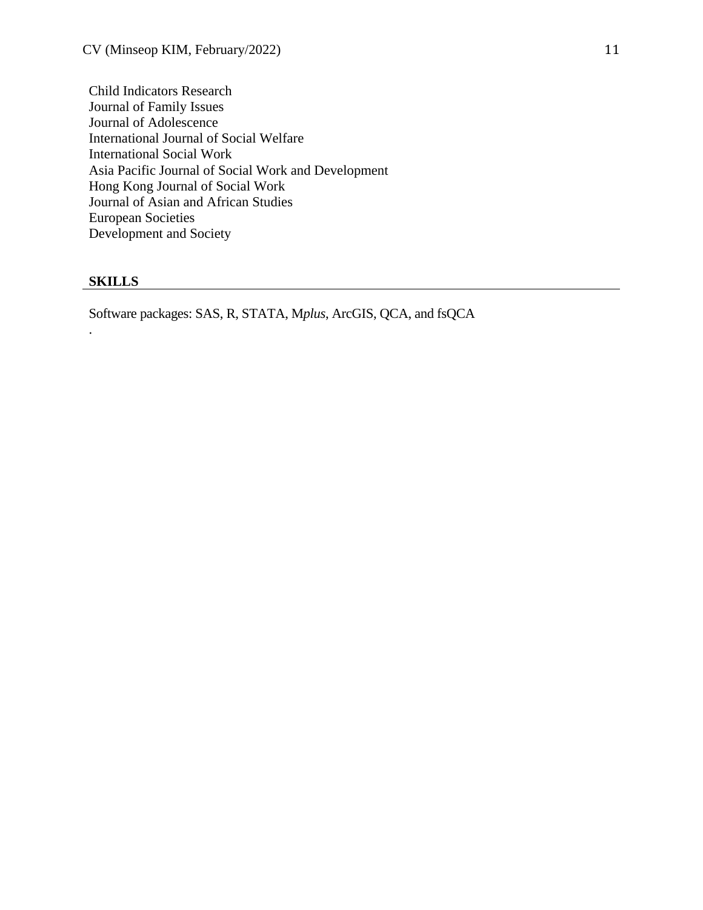Child Indicators Research
Journal of Family Issues
Journal of Adolescence
International Journal of Social Welfare
International Social Work
Asia Pacific Journal of Social Work and Development
Hong Kong Journal of Social Work
Journal of Asian and African Studies
European Societies
Development and Society

## SKILLS

Software packages: SAS, R, STATA, M*plus*, ArcGIS, QCA, and fsQCA

.